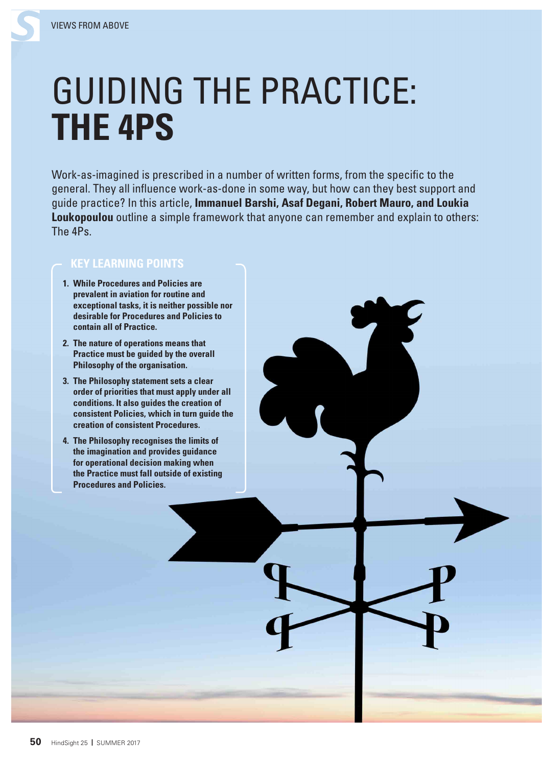# GUIDING THE PRACTICE: **THE 4PS**

Work-as-imagined is prescribed in a number of written forms, from the specific to the general. They all influence work-as-done in some way, but how can they best support and guide practice? In this article, **Immanuel Barshi, Asaf Degani, Robert Mauro, and Loukia Loukopoulou** outline a simple framework that anyone can remember and explain to others: The 4Ps.

## KEY LEARNING POINTS

1. **While Procedures and Policies are prevalent in aviation for routine and exceptional tasks, it is neither possible nor desirable for Procedures and Policies to contain all of Practice.**
2. **The nature of operations means that Practice must be guided by the overall Philosophy of the organisation.**
3. **The Philosophy statement sets a clear order of priorities that must apply under all conditions. It also guides the creation of consistent Policies, which in turn guide the creation of consistent Procedures.**
4. **The Philosophy recognises the limits of the imagination and provides guidance for operational decision making when the Practice must fall outside of existing Procedures and Policies.**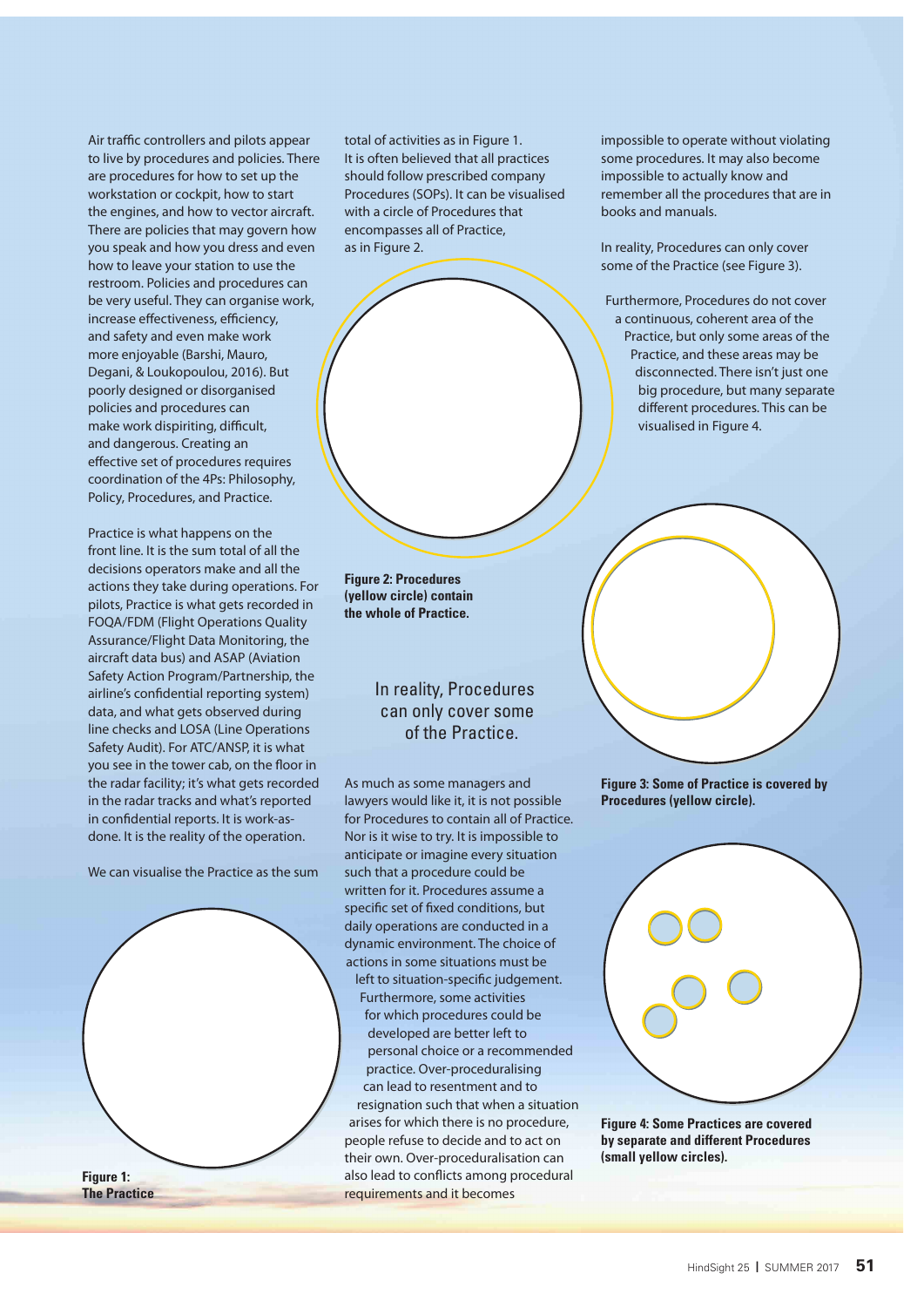Air traffic controllers and pilots appear to live by procedures and policies. There are procedures for how to set up the workstation or cockpit, how to start the engines, and how to vector aircraft. There are policies that may govern how you speak and how you dress and even how to leave your station to use the restroom. Policies and procedures can be very useful. They can organise work, increase effectiveness, efficiency, and safety and even make work more enjoyable (Barshi, Mauro, Degani, & Loukopoulou, 2016). But poorly designed or disorganised policies and procedures can make work dispiriting, difficult, and dangerous. Creating an effective set of procedures requires coordination of the 4Ps: Philosophy, Policy, Procedures, and Practice.

Practice is what happens on the front line. It is the sum total of all the decisions operators make and all the actions they take during operations. For pilots, Practice is what gets recorded in FOQA/FDM (Flight Operations Quality Assurance/Flight Data Monitoring, the aircraft data bus) and ASAP (Aviation Safety Action Program/Partnership, the airline's confidential reporting system) data, and what gets observed during line checks and LOSA (Line Operations Safety Audit). For ATC/ANSP, it is what you see in the tower cab, on the floor in the radar facility; it's what gets recorded in the radar tracks and what's reported in confidential reports. It is work-as-done. It is the reality of the operation.

We can visualise the Practice as the sum total of activities as in Figure 1.

**Figure 1: The Practice**

It is often believed that all practices should follow prescribed company Procedures (SOPs). It can be visualised with a circle of Procedures that encompasses all of Practice, as in Figure 2.

**Figure 2: Procedures (yellow circle) contain the whole of Practice.**

> In reality, Procedures can only cover some of the Practice.

As much as some managers and lawyers would like it, it is not possible for Procedures to contain all of Practice. Nor is it wise to try. It is impossible to anticipate or imagine every situation such that a procedure could be written for it. Procedures assume a specific set of fixed conditions, but daily operations are conducted in a dynamic environment. The choice of actions in some situations must be left to situation-specific judgement. Furthermore, some activities for which procedures could be developed are better left to personal choice or a recommended practice. Over-proceduralising can lead to resentment and to resignation such that when a situation arises for which there is no procedure, people refuse to decide and to act on their own. Over-proceduralisation can also lead to conflicts among procedural requirements and it becomes impossible to operate without violating some procedures. It may also become impossible to actually know and remember all the procedures that are in books and manuals.

In reality, Procedures can only cover some of the Practice (see Figure 3).

**Figure 3: Some of Practice is covered by Procedures (yellow circle).**

Furthermore, Procedures do not cover a continuous, coherent area of the Practice, but only some areas of the Practice, and these areas may be disconnected. There isn't just one big procedure, but many separate different procedures. This can be visualised in Figure 4.

**Figure 4: Some Practices are covered by separate and different Procedures (small yellow circles).**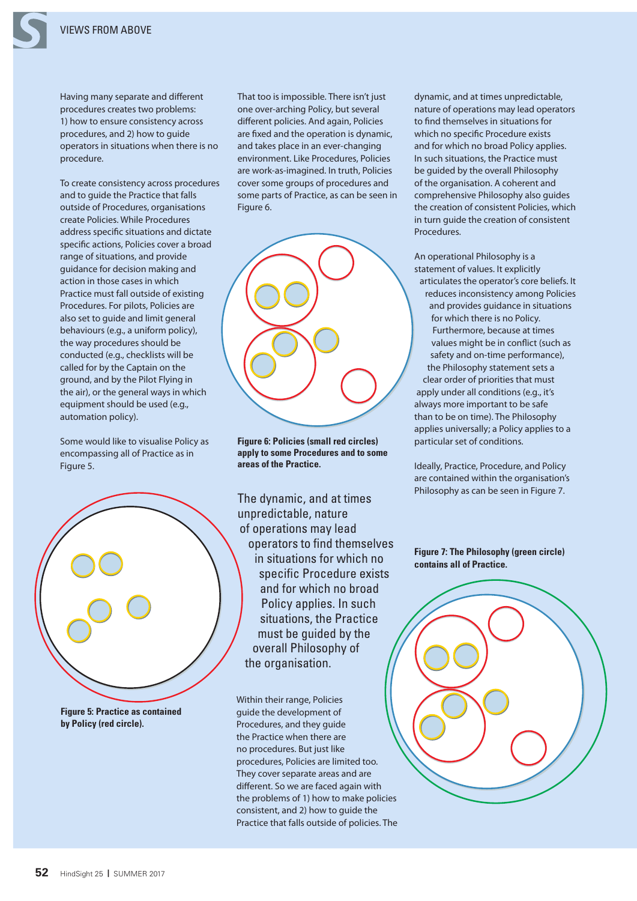Having many separate and different procedures creates two problems: 1) how to ensure consistency across procedures, and 2) how to guide operators in situations when there is no procedure.

To create consistency across procedures and to guide the Practice that falls outside of Procedures, organisations create Policies. While Procedures address specific situations and dictate specific actions, Policies cover a broad range of situations, and provide guidance for decision making and action in those cases in which Practice must fall outside of existing Procedures. For pilots, Policies are also set to guide and limit general behaviours (e.g., a uniform policy), the way procedures should be conducted (e.g., checklists will be called for by the Captain on the ground, and by the Pilot Flying in the air), or the general ways in which equipment should be used (e.g., automation policy).

Some would like to visualise Policy as encompassing all of Practice as in Figure 5.

**Figure 5: Practice as contained by Policy (red circle).**

That too is impossible. There isn't just one over-arching Policy, but several different policies. And again, Policies are fixed and the operation is dynamic, and takes place in an ever-changing environment. Like Procedures, Policies are work-as-imagined. In truth, Policies cover some groups of procedures and some parts of Practice, as can be seen in Figure 6.

**Figure 6: Policies (small red circles) apply to some Procedures and to some areas of the Practice.**

> The dynamic, and at times unpredictable, nature of operations may lead operators to find themselves in situations for which no specific Procedure exists and for which no broad Policy applies. In such situations, the Practice must be guided by the overall Philosophy of the organisation.

Within their range, Policies guide the development of Procedures, and they guide the Practice when there are no procedures. But just like procedures, Policies are limited too. They cover separate areas and are different. So we are faced again with the problems of 1) how to make policies consistent, and 2) how to guide the Practice that falls outside of policies. The dynamic, and at times unpredictable, nature of operations may lead operators to find themselves in situations for which no specific Procedure exists and for which no broad Policy applies. In such situations, the Practice must be guided by the overall Philosophy of the organisation. A coherent and comprehensive Philosophy also guides the creation of consistent Policies, which in turn guide the creation of consistent Procedures.

An operational Philosophy is a statement of values. It explicitly articulates the operator's core beliefs. It reduces inconsistency among Policies and provides guidance in situations for which there is no Policy. Furthermore, because at times values might be in conflict (such as safety and on-time performance), the Philosophy statement sets a clear order of priorities that must apply under all conditions (e.g., it's always more important to be safe than to be on time). The Philosophy applies universally; a Policy applies to a particular set of conditions.

Ideally, Practice, Procedure, and Policy are contained within the organisation's Philosophy as can be seen in Figure 7.

**Figure 7: The Philosophy (green circle) contains all of Practice.**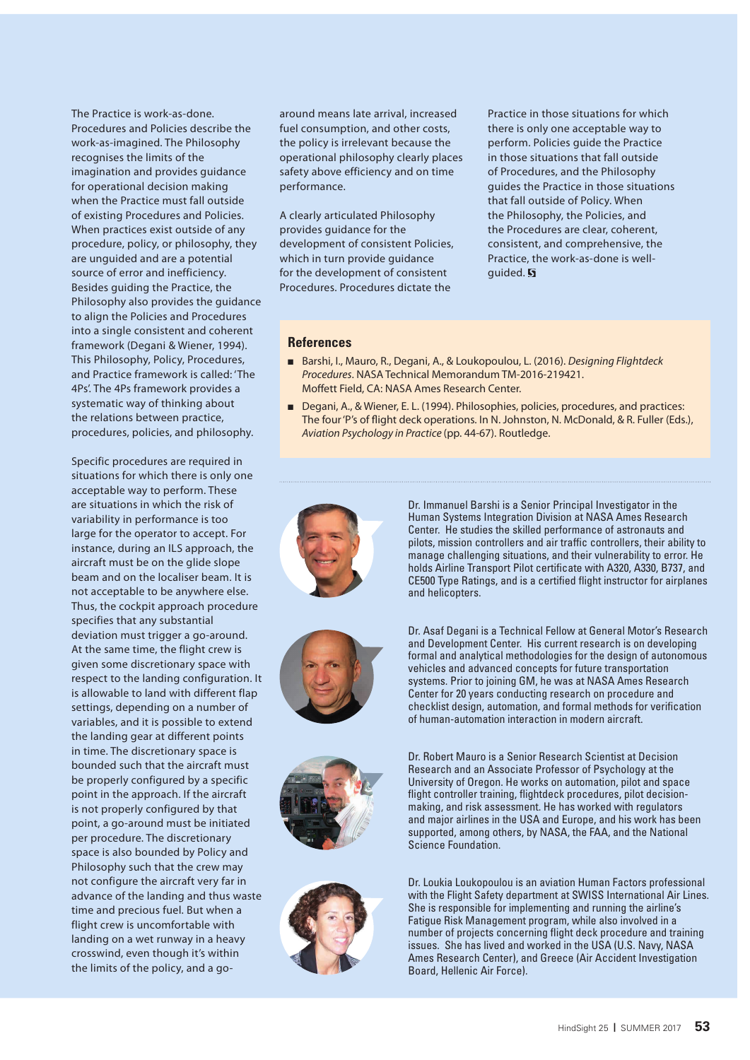The Practice is work-as-done. Procedures and Policies describe the work-as-imagined. The Philosophy recognises the limits of the imagination and provides guidance for operational decision making when the Practice must fall outside of existing Procedures and Policies. When practices exist outside of any procedure, policy, or philosophy, they are unguided and are a potential source of error and inefficiency. Besides guiding the Practice, the Philosophy also provides the guidance to align the Policies and Procedures into a single consistent and coherent framework (Degani & Wiener, 1994). This Philosophy, Policy, Procedures, and Practice framework is called: 'The 4Ps'. The 4Ps framework provides a systematic way of thinking about the relations between practice, procedures, policies, and philosophy.

Specific procedures are required in situations for which there is only one acceptable way to perform. These are situations in which the risk of variability in performance is too large for the operator to accept. For instance, during an ILS approach, the aircraft must be on the glide slope beam and on the localiser beam. It is not acceptable to be anywhere else. Thus, the cockpit approach procedure specifies that any substantial deviation must trigger a go-around. At the same time, the flight crew is given some discretionary space with respect to the landing configuration. It is allowable to land with different flap settings, depending on a number of variables, and it is possible to extend the landing gear at different points in time. The discretionary space is bounded such that the aircraft must be properly configured by a specific point in the approach. If the aircraft is not properly configured by that point, a go-around must be initiated per procedure. The discretionary space is also bounded by Policy and Philosophy such that the crew may not configure the aircraft very far in advance of the landing and thus waste time and precious fuel. But when a flight crew is uncomfortable with landing on a wet runway in a heavy crosswind, even though it's within the limits of the policy, and a go-around means late arrival, increased fuel consumption, and other costs, the policy is irrelevant because the operational philosophy clearly places safety above efficiency and on time performance.

A clearly articulated Philosophy provides guidance for the development of consistent Policies, which in turn provide guidance for the development of consistent Procedures. Procedures dictate the Practice in those situations for which there is only one acceptable way to perform. Policies guide the Practice in those situations that fall outside of Procedures, and the Philosophy guides the Practice in those situations that fall outside of Policy. When the Philosophy, the Policies, and the Procedures are clear, coherent, consistent, and comprehensive, the Practice, the work-as-done is well-guided. S

## References

- Barshi, I., Mauro, R., Degani, A., & Loukopoulou, L. (2016). *Designing Flightdeck Procedures*. NASA Technical Memorandum TM-2016-219421. Moffett Field, CA: NASA Ames Research Center.
- Degani, A., & Wiener, E. L. (1994). Philosophies, policies, procedures, and practices: The four 'P's of flight deck operations. In N. Johnston, N. McDonald, & R. Fuller (Eds.), *Aviation Psychology in Practice* (pp. 44-67). Routledge.

Dr. Immanuel Barshi is a Senior Principal Investigator in the Human Systems Integration Division at NASA Ames Research Center. He studies the skilled performance of astronauts and pilots, mission controllers and air traffic controllers, their ability to manage challenging situations, and their vulnerability to error. He holds Airline Transport Pilot certificate with A320, A330, B737, and CE500 Type Ratings, and is a certified flight instructor for airplanes and helicopters.

Dr. Asaf Degani is a Technical Fellow at General Motor's Research and Development Center. His current research is on developing formal and analytical methodologies for the design of autonomous vehicles and advanced concepts for future transportation systems. Prior to joining GM, he was at NASA Ames Research Center for 20 years conducting research on procedure and checklist design, automation, and formal methods for verification of human-automation interaction in modern aircraft.

Dr. Robert Mauro is a Senior Research Scientist at Decision Research and an Associate Professor of Psychology at the University of Oregon. He works on automation, pilot and space flight controller training, flightdeck procedures, pilot decision-making, and risk assessment. He has worked with regulators and major airlines in the USA and Europe, and his work has been supported, among others, by NASA, the FAA, and the National Science Foundation.

Dr. Loukia Loukopoulou is an aviation Human Factors professional with the Flight Safety department at SWISS International Air Lines. She is responsible for implementing and running the airline's Fatigue Risk Management program, while also involved in a number of projects concerning flight deck procedure and training issues. She has lived and worked in the USA (U.S. Navy, NASA Ames Research Center), and Greece (Air Accident Investigation Board, Hellenic Air Force).